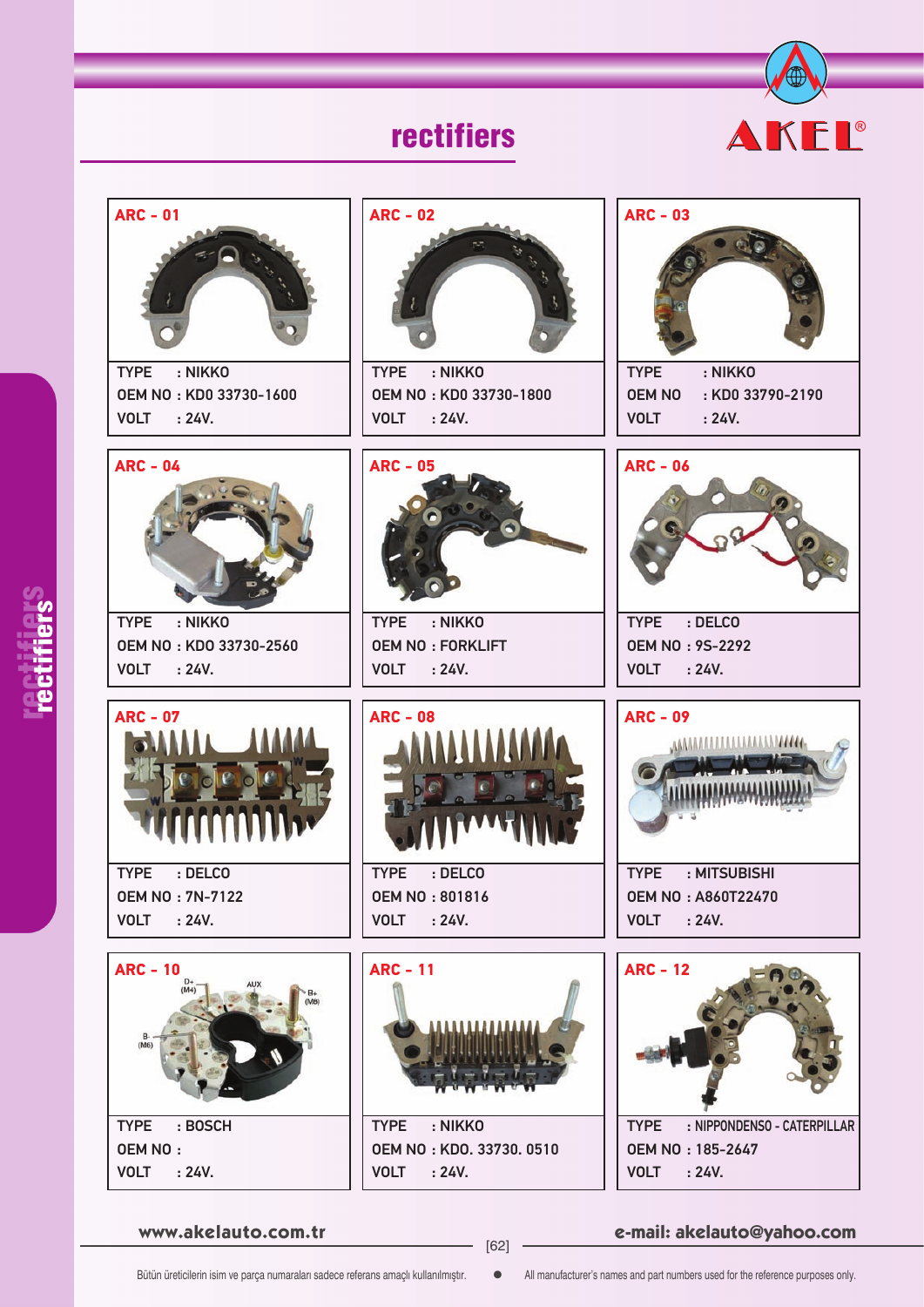# rectifiers

AKEL®

## ARC - 01

TYPE : NIKKO
OEM NO : KD0 33730-1600
VOLT : 24V.

## ARC - 02

TYPE : NIKKO
OEM NO : KD0 33730-1800
VOLT : 24V.

## ARC - 03

TYPE : NIKKO
OEM NO : KD0 33790-2190
VOLT : 24V.

## ARC - 04

TYPE : NIKKO
OEM NO : KDO 33730-2560
VOLT : 24V.

## ARC - 05

TYPE : NIKKO
OEM NO : FORKLIFT
VOLT : 24V.

## ARC - 06

TYPE : DELCO
OEM NO : 9S-2292
VOLT : 24V.

## ARC - 07

TYPE : DELCO
OEM NO : 7N-7122
VOLT : 24V.

## ARC - 08

TYPE : DELCO
OEM NO : 801816
VOLT : 24V.

## ARC - 09

TYPE : MITSUBISHI
OEM NO : A860T22470
VOLT : 24V.

## ARC - 10

TYPE : BOSCH
OEM NO :
VOLT : 24V.

## ARC - 11

TYPE : NIKKO
OEM NO : KDO. 33730. 0510
VOLT : 24V.

## ARC - 12

TYPE : NIPPONDENSO - CATERPILLAR
OEM NO : 185-2647
VOLT : 24V.

www.akelauto.com.tr

e-mail: akelauto@yahoo.com

Bütün üreticilerin isim ve parça numaraları sadece referans amaçlı kullanılmıştır. ● All manufacturer's names and part numbers used for the reference purposes only.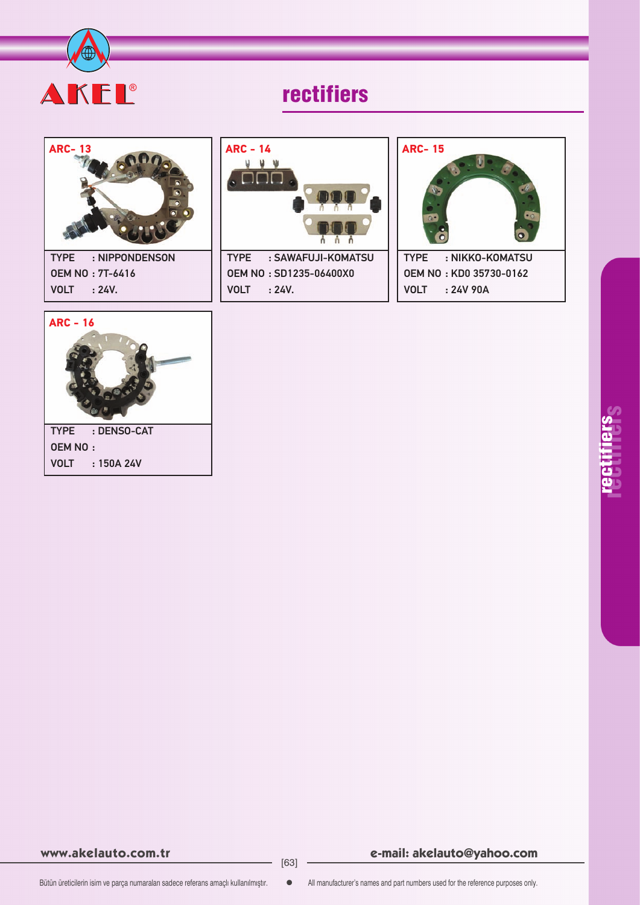# rectifiers

## ARC- 13

TYPE : NIPPONDENSON
OEM NO : 7T-6416
VOLT : 24V.

## ARC - 14

TYPE : SAWAFUJI-KOMATSU
OEM NO : SD1235-06400X0
VOLT : 24V.

## ARC- 15

TYPE : NIKKO-KOMATSU
OEM NO : KD0 35730-0162
VOLT : 24V 90A

## ARC - 16

TYPE : DENSO-CAT
OEM NO :
VOLT : 150A 24V

www.akelauto.com.tr

e-mail: akelauto@yahoo.com

Bütün üreticilerin isim ve parça numaraları sadece referans amaçlı kullanılmıştır.

All manufacturer's names and part numbers used for the reference purposes only.